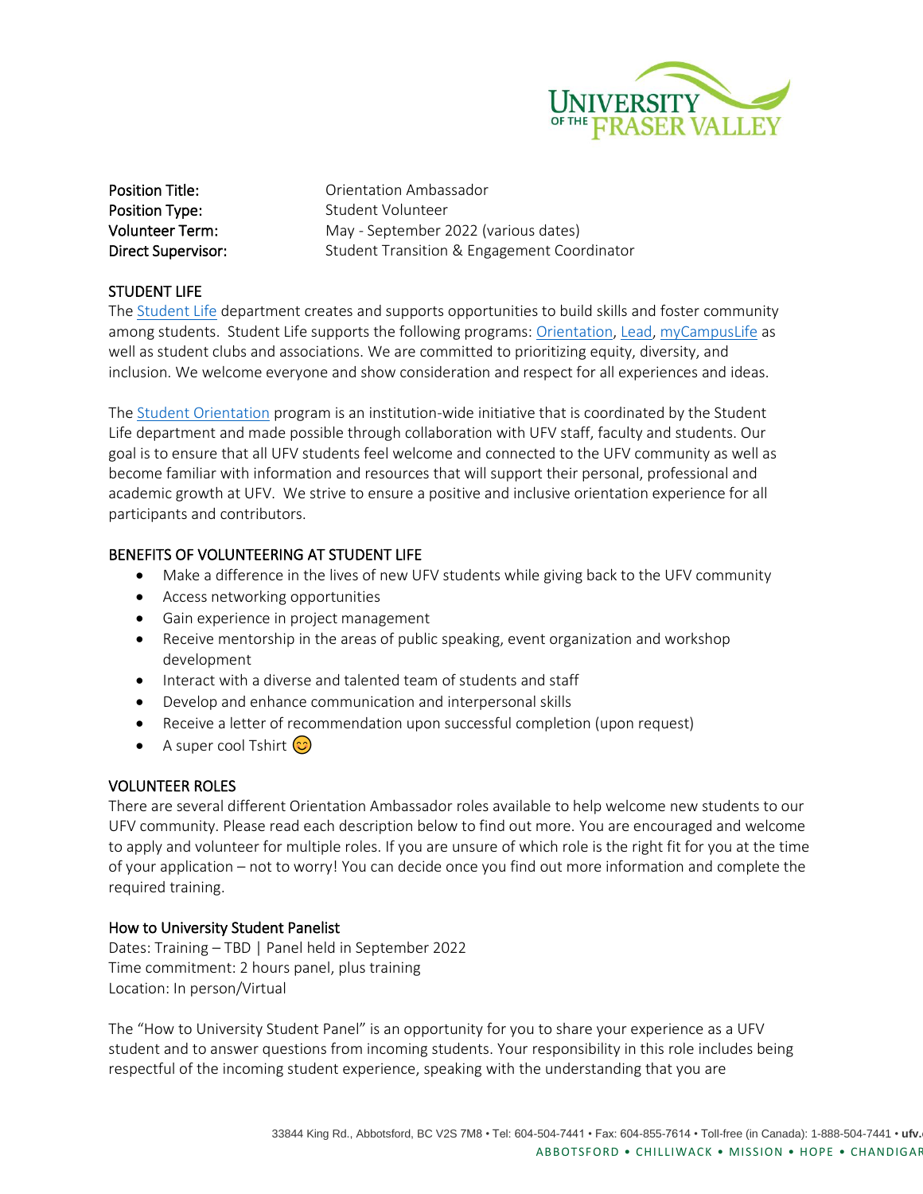Position Title: Orientation Ambassador
Position Type: Student Volunteer
Volunteer Term: May - September 2022 (various dates)
Direct Supervisor: Student Transition & Engagement Coordinator

## STUDENT LIFE

The Student Life department creates and supports opportunities to build skills and foster community among students. Student Life supports the following programs: Orientation, Lead, myCampusLife as well as student clubs and associations. We are committed to prioritizing equity, diversity, and inclusion. We welcome everyone and show consideration and respect for all experiences and ideas.

The Student Orientation program is an institution-wide initiative that is coordinated by the Student Life department and made possible through collaboration with UFV staff, faculty and students. Our goal is to ensure that all UFV students feel welcome and connected to the UFV community as well as become familiar with information and resources that will support their personal, professional and academic growth at UFV. We strive to ensure a positive and inclusive orientation experience for all participants and contributors.

## BENEFITS OF VOLUNTEERING AT STUDENT LIFE

- Make a difference in the lives of new UFV students while giving back to the UFV community
- Access networking opportunities
- Gain experience in project management
- Receive mentorship in the areas of public speaking, event organization and workshop development
- Interact with a diverse and talented team of students and staff
- Develop and enhance communication and interpersonal skills
- Receive a letter of recommendation upon successful completion (upon request)
- A super cool Tshirt 😊

## VOLUNTEER ROLES

There are several different Orientation Ambassador roles available to help welcome new students to our UFV community. Please read each description below to find out more. You are encouraged and welcome to apply and volunteer for multiple roles. If you are unsure of which role is the right fit for you at the time of your application – not to worry! You can decide once you find out more information and complete the required training.

### How to University Student Panelist

Dates: Training – TBD | Panel held in September 2022
Time commitment: 2 hours panel, plus training
Location: In person/Virtual

The "How to University Student Panel" is an opportunity for you to share your experience as a UFV student and to answer questions from incoming students. Your responsibility in this role includes being respectful of the incoming student experience, speaking with the understanding that you are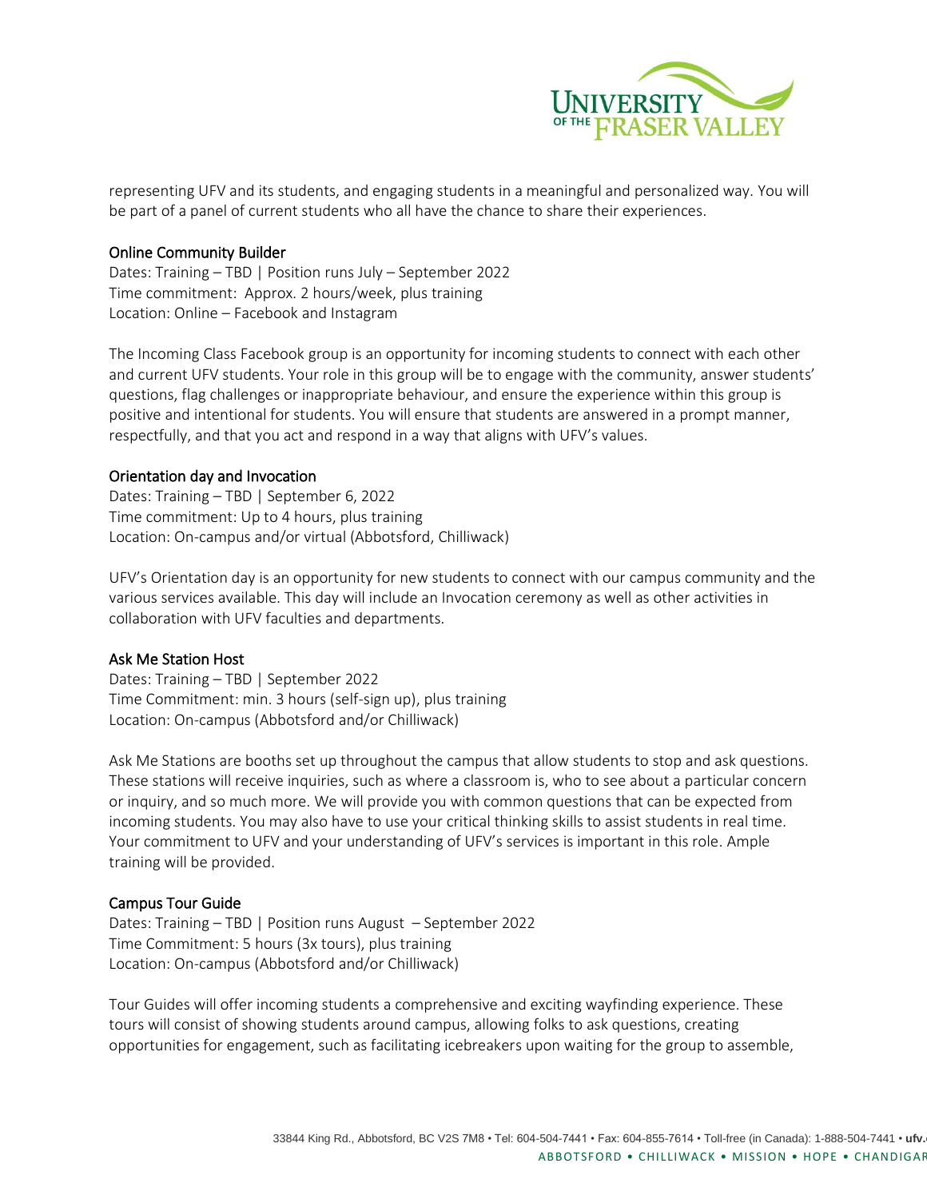representing UFV and its students, and engaging students in a meaningful and personalized way. You will be part of a panel of current students who all have the chance to share their experiences.

### Online Community Builder

Dates: Training – TBD | Position runs July – September 2022
Time commitment: Approx. 2 hours/week, plus training
Location: Online – Facebook and Instagram

The Incoming Class Facebook group is an opportunity for incoming students to connect with each other and current UFV students. Your role in this group will be to engage with the community, answer students' questions, flag challenges or inappropriate behaviour, and ensure the experience within this group is positive and intentional for students. You will ensure that students are answered in a prompt manner, respectfully, and that you act and respond in a way that aligns with UFV's values.

### Orientation day and Invocation

Dates: Training – TBD | September 6, 2022
Time commitment: Up to 4 hours, plus training
Location: On-campus and/or virtual (Abbotsford, Chilliwack)

UFV's Orientation day is an opportunity for new students to connect with our campus community and the various services available. This day will include an Invocation ceremony as well as other activities in collaboration with UFV faculties and departments.

### Ask Me Station Host

Dates: Training – TBD | September 2022
Time Commitment: min. 3 hours (self-sign up), plus training
Location: On-campus (Abbotsford and/or Chilliwack)

Ask Me Stations are booths set up throughout the campus that allow students to stop and ask questions. These stations will receive inquiries, such as where a classroom is, who to see about a particular concern or inquiry, and so much more. We will provide you with common questions that can be expected from incoming students. You may also have to use your critical thinking skills to assist students in real time. Your commitment to UFV and your understanding of UFV's services is important in this role. Ample training will be provided.

### Campus Tour Guide

Dates: Training – TBD | Position runs August – September 2022
Time Commitment: 5 hours (3x tours), plus training
Location: On-campus (Abbotsford and/or Chilliwack)

Tour Guides will offer incoming students a comprehensive and exciting wayfinding experience. These tours will consist of showing students around campus, allowing folks to ask questions, creating opportunities for engagement, such as facilitating icebreakers upon waiting for the group to assemble,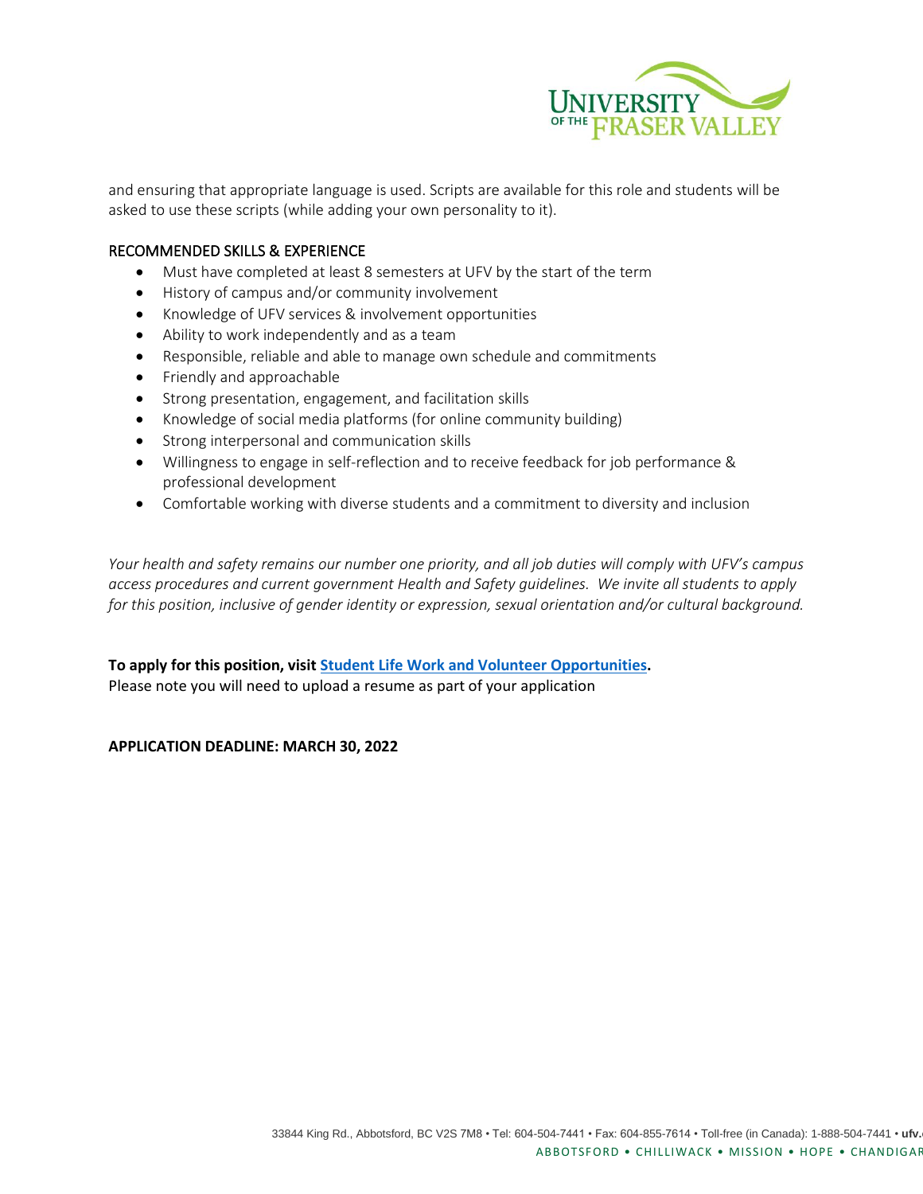and ensuring that appropriate language is used. Scripts are available for this role and students will be asked to use these scripts (while adding your own personality to it).

## RECOMMENDED SKILLS & EXPERIENCE

- Must have completed at least 8 semesters at UFV by the start of the term
- History of campus and/or community involvement
- Knowledge of UFV services & involvement opportunities
- Ability to work independently and as a team
- Responsible, reliable and able to manage own schedule and commitments
- Friendly and approachable
- Strong presentation, engagement, and facilitation skills
- Knowledge of social media platforms (for online community building)
- Strong interpersonal and communication skills
- Willingness to engage in self-reflection and to receive feedback for job performance & professional development
- Comfortable working with diverse students and a commitment to diversity and inclusion

*Your health and safety remains our number one priority, and all job duties will comply with UFV's campus access procedures and current government Health and Safety guidelines. We invite all students to apply for this position, inclusive of gender identity or expression, sexual orientation and/or cultural background.*

**To apply for this position, visit Student Life Work and Volunteer Opportunities.**
Please note you will need to upload a resume as part of your application

**APPLICATION DEADLINE: MARCH 30, 2022**